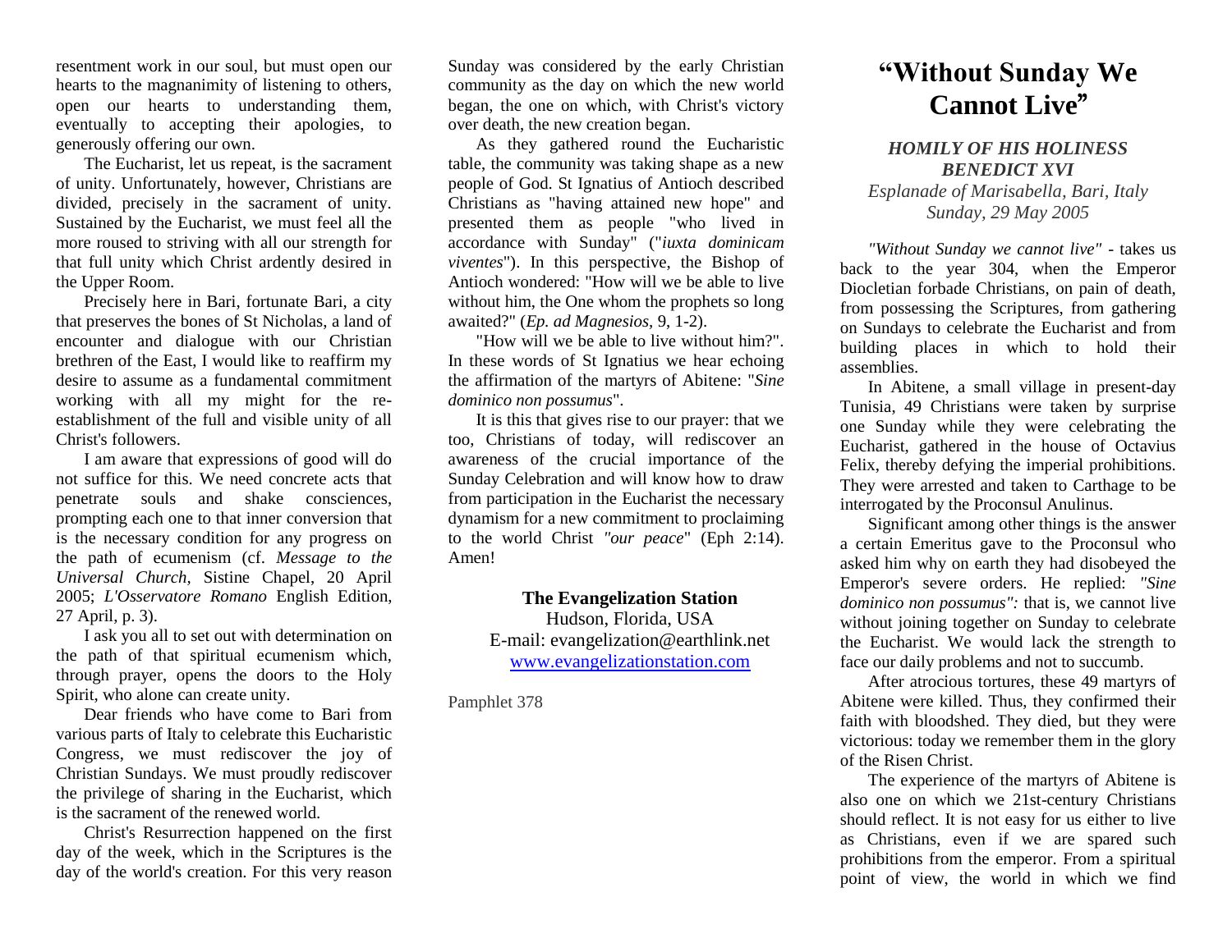resentment work in our soul, but must open our hearts to the magnanimity of listening to others, open our hearts to understanding them, eventually to accepting their apologies, to generously offering our own.

The Eucharist, let us repeat, is the sacrament of unity. Unfortunately, however, Christians are divided, precisely in the sacrament of unity. Sustained by the Eucharist, we must feel all the more roused to striving with all our strength for that full unity which Christ ardently desired in the Upper Room.

Precisely here in Bari, fortunate Bari, a city that preserves the bones of St Nicholas, a land of encounter and dialogue with our Christian brethren of the East, I would like to reaffirm my desire to assume as a fundamental commitment working with all my might for the re-establishment of the full and visible unity of all Christ's followers.

I am aware that expressions of good will do not suffice for this. We need concrete acts that penetrate souls and shake consciences, prompting each one to that inner conversion that is the necessary condition for any progress on the path of ecumenism (cf. *Message to the Universal Church*, Sistine Chapel, 20 April 2005; *L'Osservatore Romano* English Edition, 27 April, p. 3).

I ask you all to set out with determination on the path of that spiritual ecumenism which, through prayer, opens the doors to the Holy Spirit, who alone can create unity.

Dear friends who have come to Bari from various parts of Italy to celebrate this Eucharistic Congress, we must rediscover the joy of Christian Sundays. We must proudly rediscover the privilege of sharing in the Eucharist, which is the sacrament of the renewed world.

Christ's Resurrection happened on the first day of the week, which in the Scriptures is the day of the world's creation. For this very reason Sunday was considered by the early Christian community as the day on which the new world began, the one on which, with Christ's victory over death, the new creation began.

As they gathered round the Eucharistic table, the community was taking shape as a new people of God. St Ignatius of Antioch described Christians as "having attained new hope" and presented them as people "who lived in accordance with Sunday" ("*iuxta dominicam viventes*"). In this perspective, the Bishop of Antioch wondered: "How will we be able to live without him, the One whom the prophets so long awaited?" (*Ep. ad Magnesios*, 9, 1-2).

"How will we be able to live without him?". In these words of St Ignatius we hear echoing the affirmation of the martyrs of Abitene: "*Sine dominico non possumus*".

It is this that gives rise to our prayer: that we too, Christians of today, will rediscover an awareness of the crucial importance of the Sunday Celebration and will know how to draw from participation in the Eucharist the necessary dynamism for a new commitment to proclaiming to the world Christ *"our peace*" (Eph 2:14). Amen!

**The Evangelization Station**
Hudson, Florida, USA
E-mail: evangelization@earthlink.net
[www.evangelizationstation.com](www.evangelizationstation.com)

Pamphlet 378

# "Without Sunday We Cannot Live"

### *HOMILY OF HIS HOLINESS BENEDICT XVI*

*Esplanade of Marisabella, Bari, Italy*
*Sunday, 29 May 2005*

*"Without Sunday we cannot live"* - takes us back to the year 304, when the Emperor Diocletian forbade Christians, on pain of death, from possessing the Scriptures, from gathering on Sundays to celebrate the Eucharist and from building places in which to hold their assemblies.

In Abitene, a small village in present-day Tunisia, 49 Christians were taken by surprise one Sunday while they were celebrating the Eucharist, gathered in the house of Octavius Felix, thereby defying the imperial prohibitions. They were arrested and taken to Carthage to be interrogated by the Proconsul Anulinus.

Significant among other things is the answer a certain Emeritus gave to the Proconsul who asked him why on earth they had disobeyed the Emperor's severe orders. He replied: *"Sine dominico non possumus":* that is, we cannot live without joining together on Sunday to celebrate the Eucharist. We would lack the strength to face our daily problems and not to succumb.

After atrocious tortures, these 49 martyrs of Abitene were killed. Thus, they confirmed their faith with bloodshed. They died, but they were victorious: today we remember them in the glory of the Risen Christ.

The experience of the martyrs of Abitene is also one on which we 21st-century Christians should reflect. It is not easy for us either to live as Christians, even if we are spared such prohibitions from the emperor. From a spiritual point of view, the world in which we find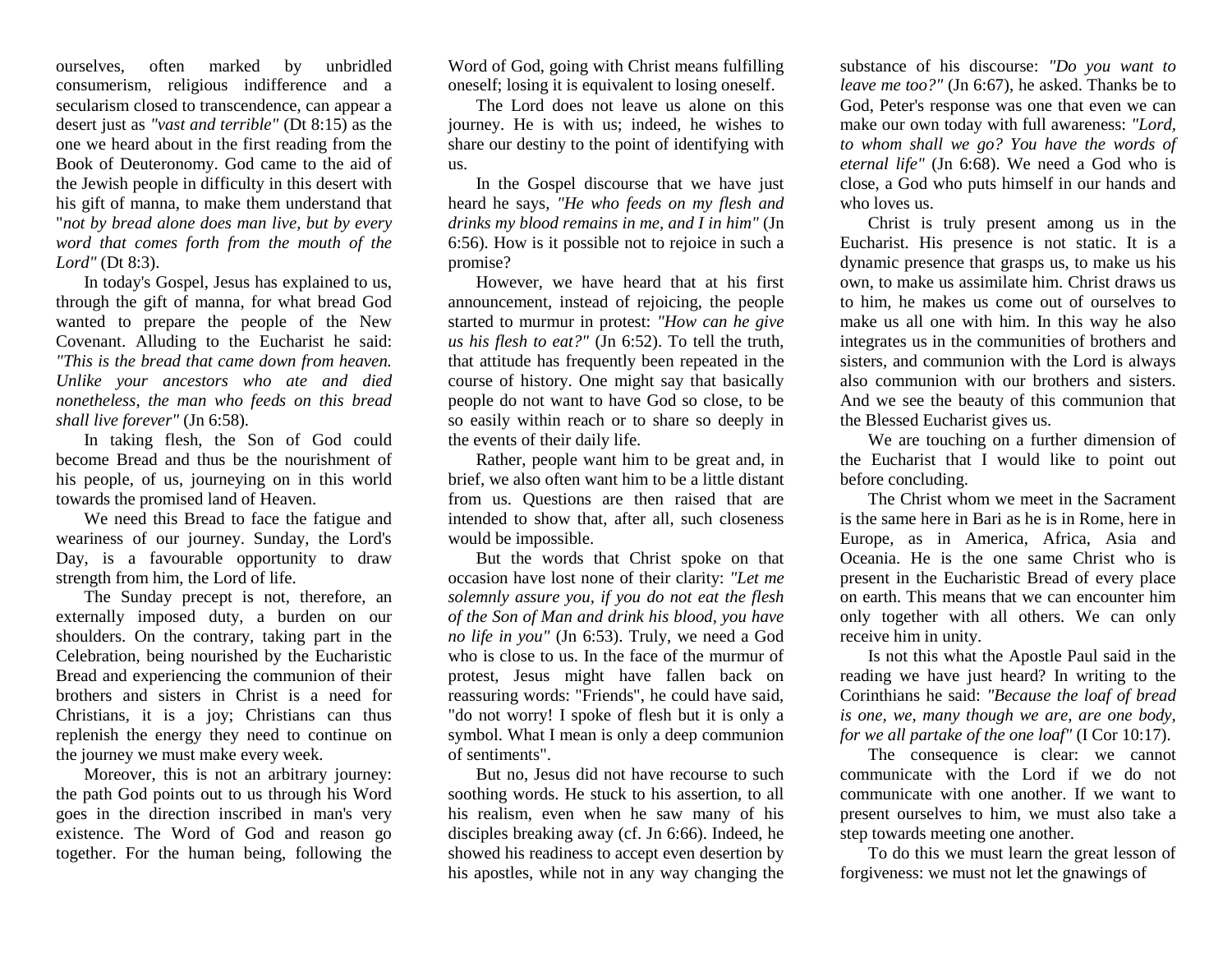ourselves, often marked by unbridled consumerism, religious indifference and a secularism closed to transcendence, can appear a desert just as *"vast and terrible"* (Dt 8:15) as the one we heard about in the first reading from the Book of Deuteronomy. God came to the aid of the Jewish people in difficulty in this desert with his gift of manna, to make them understand that "*not by bread alone does man live, but by every word that comes forth from the mouth of the Lord"* (Dt 8:3).

In today's Gospel, Jesus has explained to us, through the gift of manna, for what bread God wanted to prepare the people of the New Covenant. Alluding to the Eucharist he said: *"This is the bread that came down from heaven. Unlike your ancestors who ate and died nonetheless, the man who feeds on this bread shall live forever"* (Jn 6:58).

In taking flesh, the Son of God could become Bread and thus be the nourishment of his people, of us, journeying on in this world towards the promised land of Heaven.

We need this Bread to face the fatigue and weariness of our journey. Sunday, the Lord's Day, is a favourable opportunity to draw strength from him, the Lord of life.

The Sunday precept is not, therefore, an externally imposed duty, a burden on our shoulders. On the contrary, taking part in the Celebration, being nourished by the Eucharistic Bread and experiencing the communion of their brothers and sisters in Christ is a need for Christians, it is a joy; Christians can thus replenish the energy they need to continue on the journey we must make every week.

Moreover, this is not an arbitrary journey: the path God points out to us through his Word goes in the direction inscribed in man's very existence. The Word of God and reason go together. For the human being, following the Word of God, going with Christ means fulfilling oneself; losing it is equivalent to losing oneself.

The Lord does not leave us alone on this journey. He is with us; indeed, he wishes to share our destiny to the point of identifying with us.

In the Gospel discourse that we have just heard he says, *"He who feeds on my flesh and drinks my blood remains in me, and I in him"* (Jn 6:56). How is it possible not to rejoice in such a promise?

However, we have heard that at his first announcement, instead of rejoicing, the people started to murmur in protest: *"How can he give us his flesh to eat?"* (Jn 6:52). To tell the truth, that attitude has frequently been repeated in the course of history. One might say that basically people do not want to have God so close, to be so easily within reach or to share so deeply in the events of their daily life.

Rather, people want him to be great and, in brief, we also often want him to be a little distant from us. Questions are then raised that are intended to show that, after all, such closeness would be impossible.

But the words that Christ spoke on that occasion have lost none of their clarity: *"Let me solemnly assure you, if you do not eat the flesh of the Son of Man and drink his blood, you have no life in you"* (Jn 6:53). Truly, we need a God who is close to us. In the face of the murmur of protest, Jesus might have fallen back on reassuring words: "Friends", he could have said, "do not worry! I spoke of flesh but it is only a symbol. What I mean is only a deep communion of sentiments".

But no, Jesus did not have recourse to such soothing words. He stuck to his assertion, to all his realism, even when he saw many of his disciples breaking away (cf. Jn 6:66). Indeed, he showed his readiness to accept even desertion by his apostles, while not in any way changing the substance of his discourse: *"Do you want to leave me too?"* (Jn 6:67), he asked. Thanks be to God, Peter's response was one that even we can make our own today with full awareness: *"Lord, to whom shall we go? You have the words of eternal life"* (Jn 6:68). We need a God who is close, a God who puts himself in our hands and who loves us.

Christ is truly present among us in the Eucharist. His presence is not static. It is a dynamic presence that grasps us, to make us his own, to make us assimilate him. Christ draws us to him, he makes us come out of ourselves to make us all one with him. In this way he also integrates us in the communities of brothers and sisters, and communion with the Lord is always also communion with our brothers and sisters. And we see the beauty of this communion that the Blessed Eucharist gives us.

We are touching on a further dimension of the Eucharist that I would like to point out before concluding.

The Christ whom we meet in the Sacrament is the same here in Bari as he is in Rome, here in Europe, as in America, Africa, Asia and Oceania. He is the one same Christ who is present in the Eucharistic Bread of every place on earth. This means that we can encounter him only together with all others. We can only receive him in unity.

Is not this what the Apostle Paul said in the reading we have just heard? In writing to the Corinthians he said: *"Because the loaf of bread is one, we, many though we are, are one body, for we all partake of the one loaf"* (I Cor 10:17).

The consequence is clear: we cannot communicate with the Lord if we do not communicate with one another. If we want to present ourselves to him, we must also take a step towards meeting one another.

To do this we must learn the great lesson of forgiveness: we must not let the gnawings of